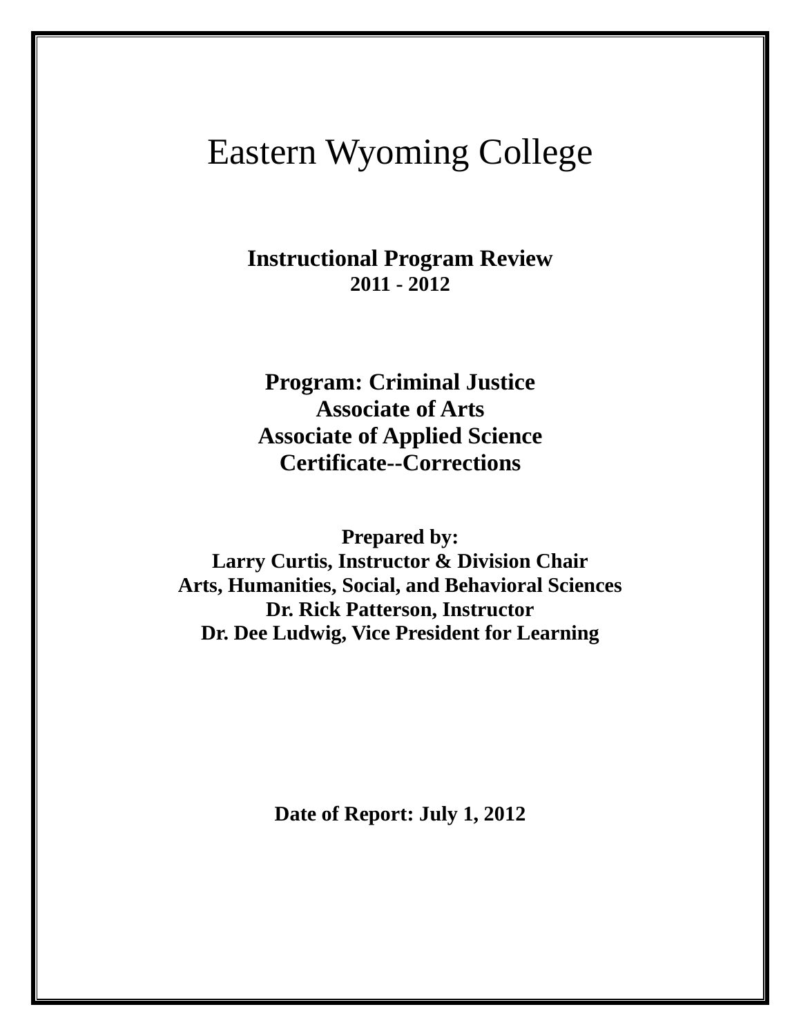# Eastern Wyoming College

**Instructional Program Review**
**2011 - 2012**

**Program: Criminal Justice**
**Associate of Arts**
**Associate of Applied Science**
**Certificate--Corrections**

**Prepared by:**
**Larry Curtis, Instructor & Division Chair**
**Arts, Humanities, Social, and Behavioral Sciences**
**Dr. Rick Patterson, Instructor**
**Dr. Dee Ludwig, Vice President for Learning**

**Date of Report: July 1, 2012**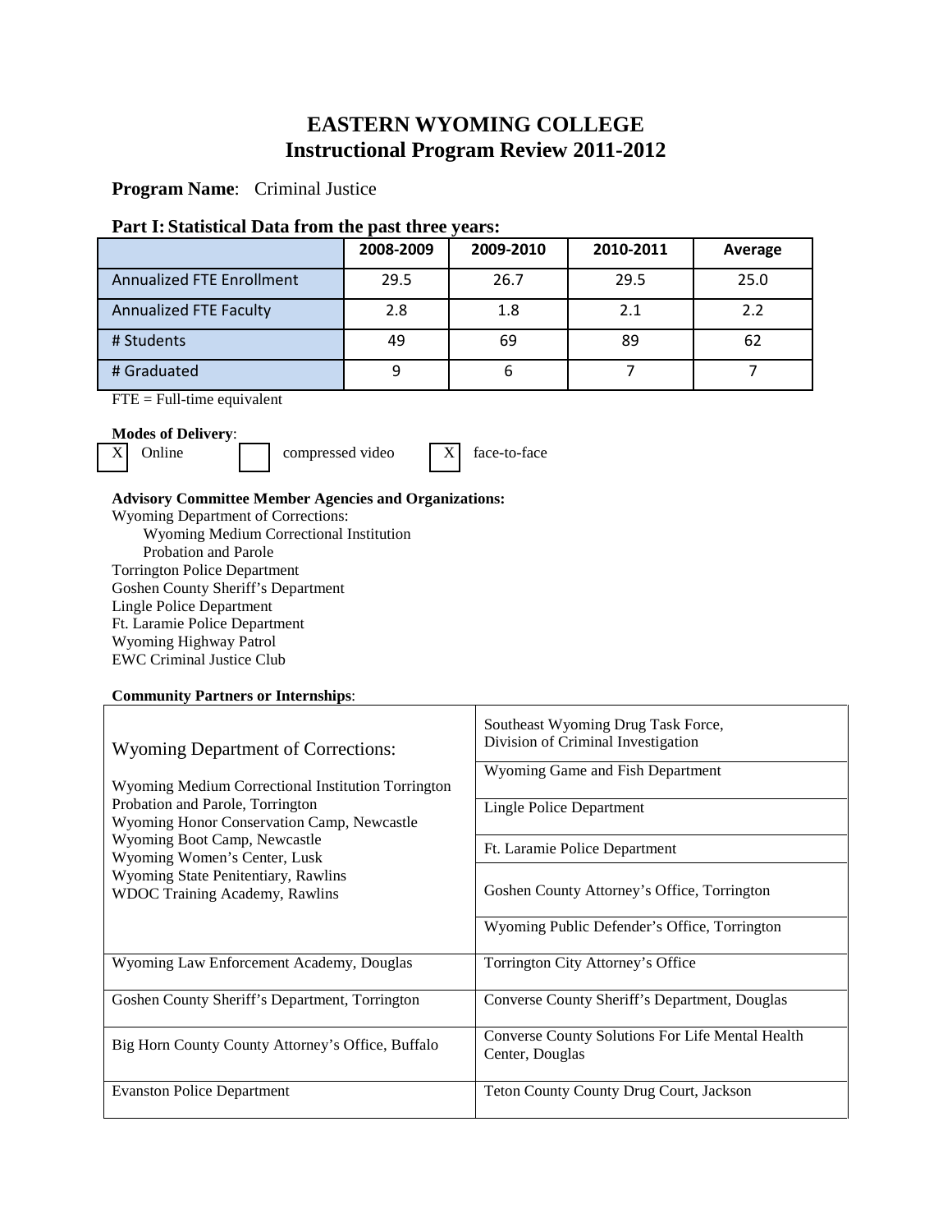# EASTERN WYOMING COLLEGE
# Instructional Program Review 2011-2012

**Program Name**: Criminal Justice

## Part I: Statistical Data from the past three years:

| | 2008-2009 | 2009-2010 | 2010-2011 | Average |
|---|---|---|---|---|
| Annualized FTE Enrollment | 29.5 | 26.7 | 29.5 | 25.0 |
| Annualized FTE Faculty | 2.8 | 1.8 | 2.1 | 2.2 |
| # Students | 49 | 69 | 89 | 62 |
| # Graduated | 9 | 6 | 7 | 7 |

FTE = Full-time equivalent

**Modes of Delivery**:

- [X] Online
- [ ] compressed video
- [X] face-to-face

**Advisory Committee Member Agencies and Organizations:**

Wyoming Department of Corrections:
- Wyoming Medium Correctional Institution
- Probation and Parole

Torrington Police Department
Goshen County Sheriff's Department
Lingle Police Department
Ft. Laramie Police Department
Wyoming Highway Patrol
EWC Criminal Justice Club

**Community Partners or Internships**:

| | |
|---|---|
| Wyoming Department of Corrections:<br>Wyoming Medium Correctional Institution Torrington<br>Probation and Parole, Torrington<br>Wyoming Honor Conservation Camp, Newcastle<br>Wyoming Boot Camp, Newcastle<br>Wyoming Women's Center, Lusk<br>Wyoming State Penitentiary, Rawlins<br>WDOC Training Academy, Rawlins | Southeast Wyoming Drug Task Force, Division of Criminal Investigation<br>Wyoming Game and Fish Department<br>Lingle Police Department<br>Ft. Laramie Police Department<br>Goshen County Attorney's Office, Torrington<br>Wyoming Public Defender's Office, Torrington |
| Wyoming Law Enforcement Academy, Douglas | Torrington City Attorney's Office |
| Goshen County Sheriff's Department, Torrington | Converse County Sheriff's Department, Douglas |
| Big Horn County County Attorney's Office, Buffalo | Converse County Solutions For Life Mental Health Center, Douglas |
| Evanston Police Department | Teton County County Drug Court, Jackson |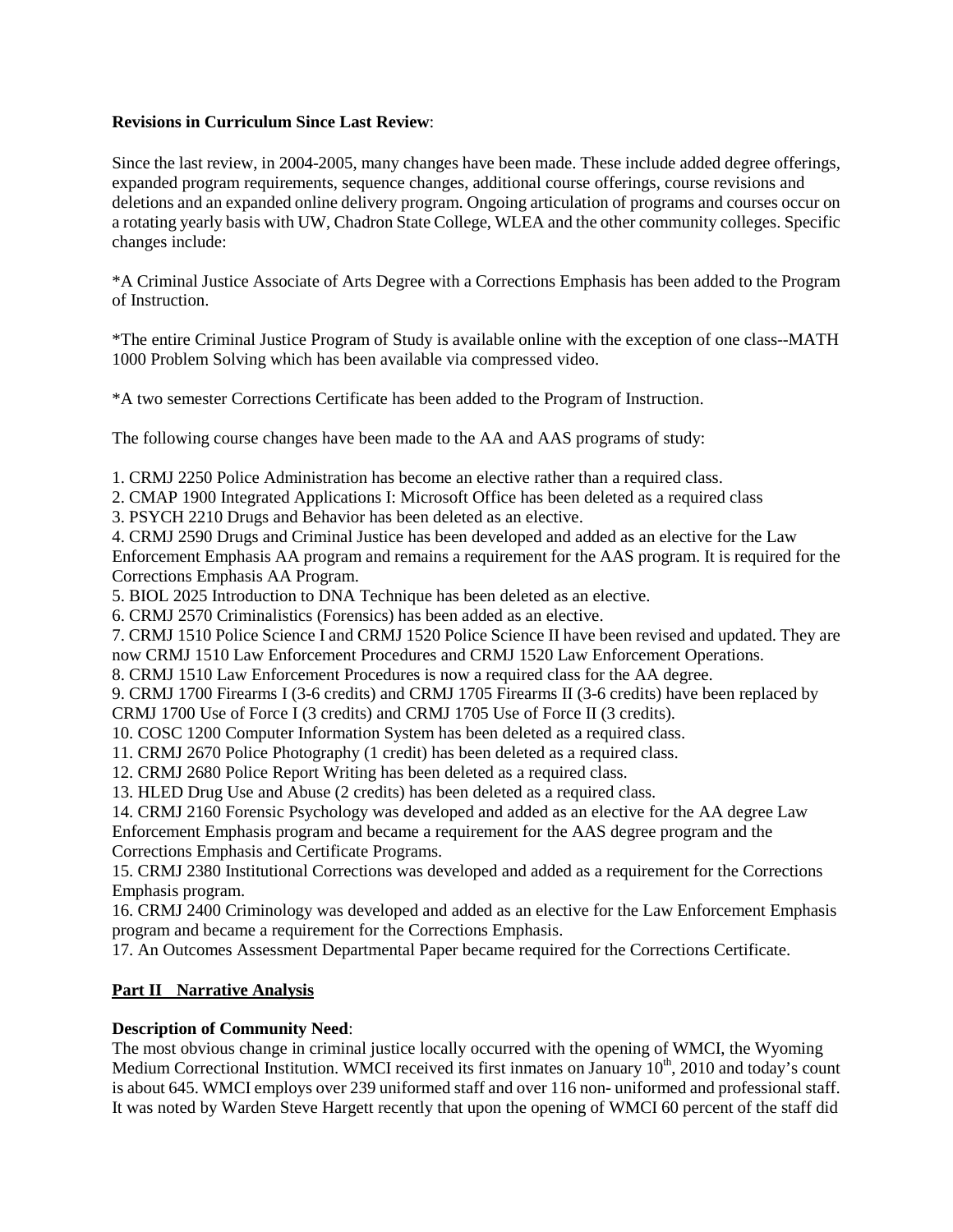**Revisions in Curriculum Since Last Review**:

Since the last review, in 2004-2005, many changes have been made. These include added degree offerings, expanded program requirements, sequence changes, additional course offerings, course revisions and deletions and an expanded online delivery program. Ongoing articulation of programs and courses occur on a rotating yearly basis with UW, Chadron State College, WLEA and the other community colleges. Specific changes include:

*A Criminal Justice Associate of Arts Degree with a Corrections Emphasis has been added to the Program of Instruction.

*The entire Criminal Justice Program of Study is available online with the exception of one class--MATH 1000 Problem Solving which has been available via compressed video.

*A two semester Corrections Certificate has been added to the Program of Instruction.

The following course changes have been made to the AA and AAS programs of study:

1. CRMJ 2250 Police Administration has become an elective rather than a required class.
2. CMAP 1900 Integrated Applications I: Microsoft Office has been deleted as a required class
3. PSYCH 2210 Drugs and Behavior has been deleted as an elective.
4. CRMJ 2590 Drugs and Criminal Justice has been developed and added as an elective for the Law Enforcement Emphasis AA program and remains a requirement for the AAS program. It is required for the Corrections Emphasis AA Program.
5. BIOL 2025 Introduction to DNA Technique has been deleted as an elective.
6. CRMJ 2570 Criminalistics (Forensics) has been added as an elective.
7. CRMJ 1510 Police Science I and CRMJ 1520 Police Science II have been revised and updated. They are now CRMJ 1510 Law Enforcement Procedures and CRMJ 1520 Law Enforcement Operations.
8. CRMJ 1510 Law Enforcement Procedures is now a required class for the AA degree.
9. CRMJ 1700 Firearms I (3-6 credits) and CRMJ 1705 Firearms II (3-6 credits) have been replaced by CRMJ 1700 Use of Force I (3 credits) and CRMJ 1705 Use of Force II (3 credits).
10. COSC 1200 Computer Information System has been deleted as a required class.
11. CRMJ 2670 Police Photography (1 credit) has been deleted as a required class.
12. CRMJ 2680 Police Report Writing has been deleted as a required class.
13. HLED Drug Use and Abuse (2 credits) has been deleted as a required class.
14. CRMJ 2160 Forensic Psychology was developed and added as an elective for the AA degree Law Enforcement Emphasis program and became a requirement for the AAS degree program and the Corrections Emphasis and Certificate Programs.
15. CRMJ 2380 Institutional Corrections was developed and added as a requirement for the Corrections Emphasis program.
16. CRMJ 2400 Criminology was developed and added as an elective for the Law Enforcement Emphasis program and became a requirement for the Corrections Emphasis.
17. An Outcomes Assessment Departmental Paper became required for the Corrections Certificate.

## Part II Narrative Analysis

**Description of Community Need**:
The most obvious change in criminal justice locally occurred with the opening of WMCI, the Wyoming Medium Correctional Institution. WMCI received its first inmates on January 10th, 2010 and today's count is about 645. WMCI employs over 239 uniformed staff and over 116 non- uniformed and professional staff. It was noted by Warden Steve Hargett recently that upon the opening of WMCI 60 percent of the staff did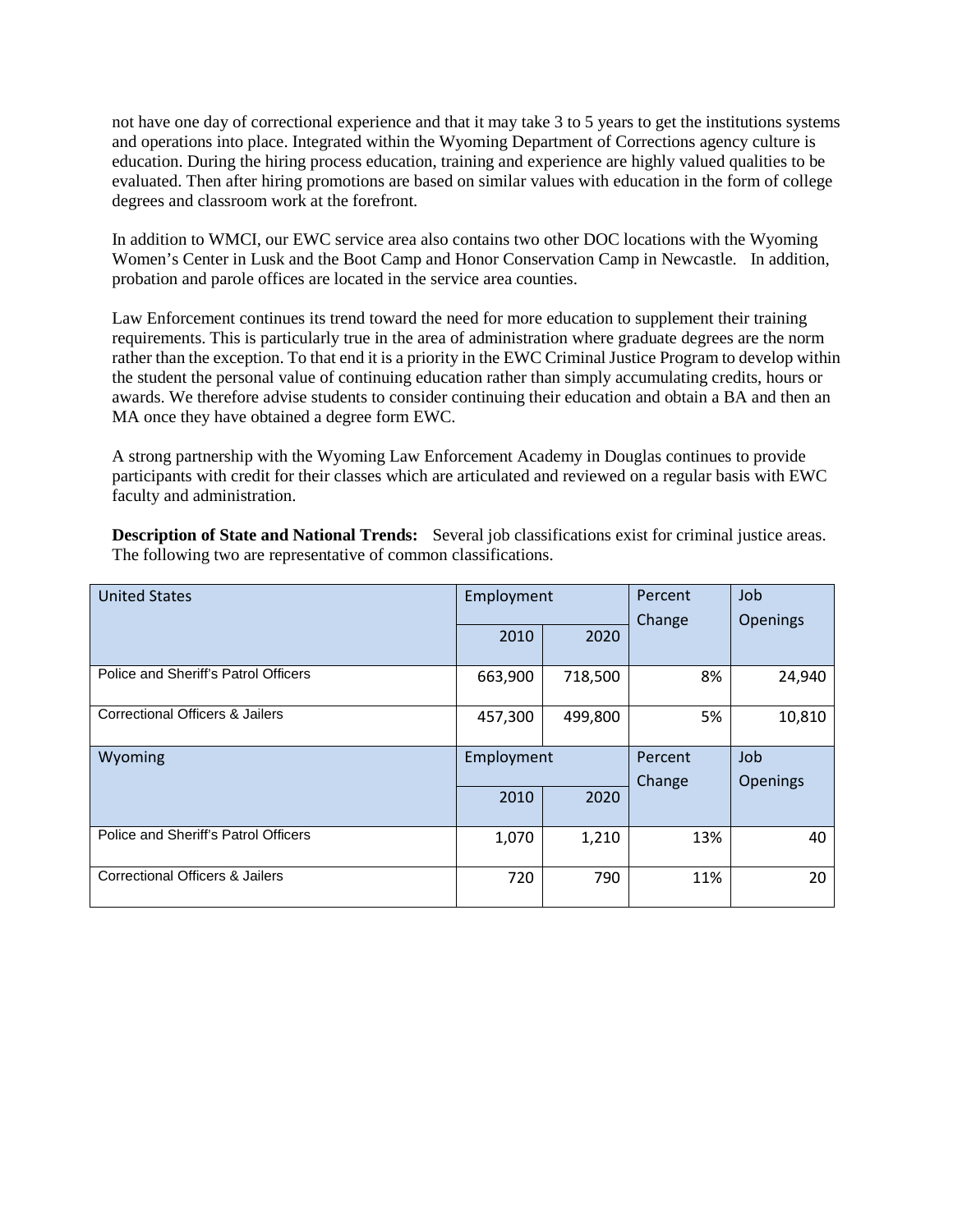not have one day of correctional experience and that it may take 3 to 5 years to get the institutions systems and operations into place. Integrated within the Wyoming Department of Corrections agency culture is education. During the hiring process education, training and experience are highly valued qualities to be evaluated. Then after hiring promotions are based on similar values with education in the form of college degrees and classroom work at the forefront.

In addition to WMCI, our EWC service area also contains two other DOC locations with the Wyoming Women's Center in Lusk and the Boot Camp and Honor Conservation Camp in Newcastle. In addition, probation and parole offices are located in the service area counties.

Law Enforcement continues its trend toward the need for more education to supplement their training requirements. This is particularly true in the area of administration where graduate degrees are the norm rather than the exception. To that end it is a priority in the EWC Criminal Justice Program to develop within the student the personal value of continuing education rather than simply accumulating credits, hours or awards. We therefore advise students to consider continuing their education and obtain a BA and then an MA once they have obtained a degree form EWC.

A strong partnership with the Wyoming Law Enforcement Academy in Douglas continues to provide participants with credit for their classes which are articulated and reviewed on a regular basis with EWC faculty and administration.

**Description of State and National Trends:** Several job classifications exist for criminal justice areas. The following two are representative of common classifications.

| United States | Employment | | Percent Change | Job Openings |
|---|---|---|---|---|
| | 2010 | 2020 | | |
| Police and Sheriff's Patrol Officers | 663,900 | 718,500 | 8% | 24,940 |
| Correctional Officers & Jailers | 457,300 | 499,800 | 5% | 10,810 |
| **Wyoming** | **Employment** | | **Percent Change** | **Job Openings** |
| | 2010 | 2020 | | |
| Police and Sheriff's Patrol Officers | 1,070 | 1,210 | 13% | 40 |
| Correctional Officers & Jailers | 720 | 790 | 11% | 20 |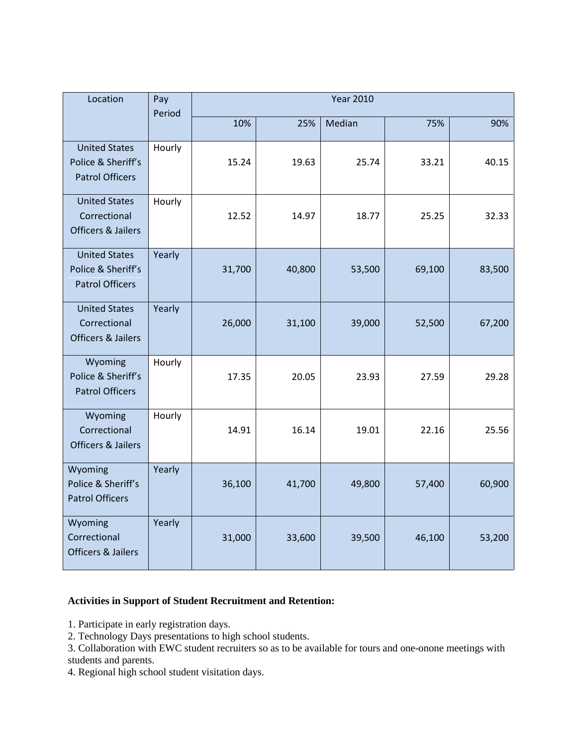| Location | Pay Period | Year 2010 | | | | |
|---|---|---|---|---|---|---|
| | | 10% | 25% | Median | 75% | 90% |
| United States Police & Sheriff's Patrol Officers | Hourly | 15.24 | 19.63 | 25.74 | 33.21 | 40.15 |
| United States Correctional Officers & Jailers | Hourly | 12.52 | 14.97 | 18.77 | 25.25 | 32.33 |
| United States Police & Sheriff's Patrol Officers | Yearly | 31,700 | 40,800 | 53,500 | 69,100 | 83,500 |
| United States Correctional Officers & Jailers | Yearly | 26,000 | 31,100 | 39,000 | 52,500 | 67,200 |
| Wyoming Police & Sheriff's Patrol Officers | Hourly | 17.35 | 20.05 | 23.93 | 27.59 | 29.28 |
| Wyoming Correctional Officers & Jailers | Hourly | 14.91 | 16.14 | 19.01 | 22.16 | 25.56 |
| Wyoming Police & Sheriff's Patrol Officers | Yearly | 36,100 | 41,700 | 49,800 | 57,400 | 60,900 |
| Wyoming Correctional Officers & Jailers | Yearly | 31,000 | 33,600 | 39,500 | 46,100 | 53,200 |

**Activities in Support of Student Recruitment and Retention:**

1. Participate in early registration days.
2. Technology Days presentations to high school students.
3. Collaboration with EWC student recruiters so as to be available for tours and one-onone meetings with students and parents.
4. Regional high school student visitation days.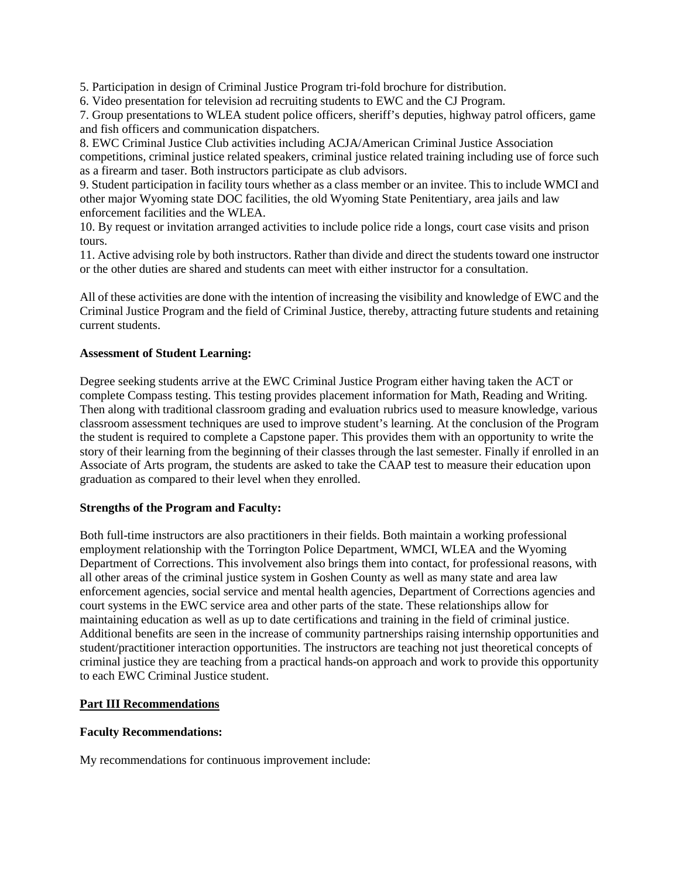5. Participation in design of Criminal Justice Program tri-fold brochure for distribution.
6. Video presentation for television ad recruiting students to EWC and the CJ Program.
7. Group presentations to WLEA student police officers, sheriff's deputies, highway patrol officers, game and fish officers and communication dispatchers.
8. EWC Criminal Justice Club activities including ACJA/American Criminal Justice Association competitions, criminal justice related speakers, criminal justice related training including use of force such as a firearm and taser. Both instructors participate as club advisors.
9. Student participation in facility tours whether as a class member or an invitee. This to include WMCI and other major Wyoming state DOC facilities, the old Wyoming State Penitentiary, area jails and law enforcement facilities and the WLEA.
10. By request or invitation arranged activities to include police ride a longs, court case visits and prison tours.
11. Active advising role by both instructors. Rather than divide and direct the students toward one instructor or the other duties are shared and students can meet with either instructor for a consultation.

All of these activities are done with the intention of increasing the visibility and knowledge of EWC and the Criminal Justice Program and the field of Criminal Justice, thereby, attracting future students and retaining current students.

**Assessment of Student Learning:**

Degree seeking students arrive at the EWC Criminal Justice Program either having taken the ACT or complete Compass testing. This testing provides placement information for Math, Reading and Writing. Then along with traditional classroom grading and evaluation rubrics used to measure knowledge, various classroom assessment techniques are used to improve student's learning. At the conclusion of the Program the student is required to complete a Capstone paper. This provides them with an opportunity to write the story of their learning from the beginning of their classes through the last semester. Finally if enrolled in an Associate of Arts program, the students are asked to take the CAAP test to measure their education upon graduation as compared to their level when they enrolled.

**Strengths of the Program and Faculty:**

Both full-time instructors are also practitioners in their fields. Both maintain a working professional employment relationship with the Torrington Police Department, WMCI, WLEA and the Wyoming Department of Corrections. This involvement also brings them into contact, for professional reasons, with all other areas of the criminal justice system in Goshen County as well as many state and area law enforcement agencies, social service and mental health agencies, Department of Corrections agencies and court systems in the EWC service area and other parts of the state. These relationships allow for maintaining education as well as up to date certifications and training in the field of criminal justice. Additional benefits are seen in the increase of community partnerships raising internship opportunities and student/practitioner interaction opportunities. The instructors are teaching not just theoretical concepts of criminal justice they are teaching from a practical hands-on approach and work to provide this opportunity to each EWC Criminal Justice student.

## Part III Recommendations

**Faculty Recommendations:**

My recommendations for continuous improvement include: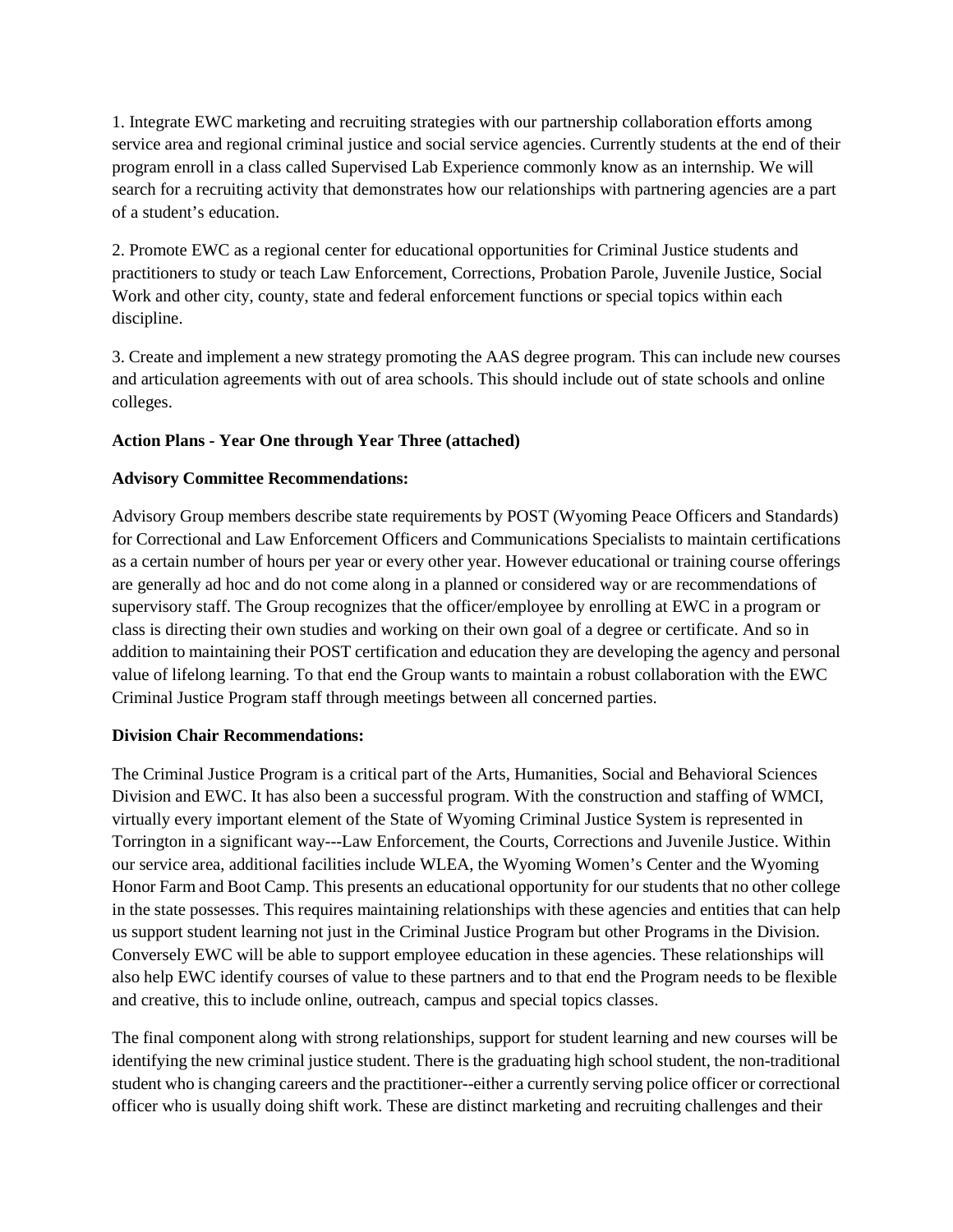1. Integrate EWC marketing and recruiting strategies with our partnership collaboration efforts among service area and regional criminal justice and social service agencies. Currently students at the end of their program enroll in a class called Supervised Lab Experience commonly know as an internship. We will search for a recruiting activity that demonstrates how our relationships with partnering agencies are a part of a student's education.

2. Promote EWC as a regional center for educational opportunities for Criminal Justice students and practitioners to study or teach Law Enforcement, Corrections, Probation Parole, Juvenile Justice, Social Work and other city, county, state and federal enforcement functions or special topics within each discipline.

3. Create and implement a new strategy promoting the AAS degree program. This can include new courses and articulation agreements with out of area schools. This should include out of state schools and online colleges.

**Action Plans - Year One through Year Three (attached)**

**Advisory Committee Recommendations:**

Advisory Group members describe state requirements by POST (Wyoming Peace Officers and Standards) for Correctional and Law Enforcement Officers and Communications Specialists to maintain certifications as a certain number of hours per year or every other year. However educational or training course offerings are generally ad hoc and do not come along in a planned or considered way or are recommendations of supervisory staff. The Group recognizes that the officer/employee by enrolling at EWC in a program or class is directing their own studies and working on their own goal of a degree or certificate. And so in addition to maintaining their POST certification and education they are developing the agency and personal value of lifelong learning. To that end the Group wants to maintain a robust collaboration with the EWC Criminal Justice Program staff through meetings between all concerned parties.

**Division Chair Recommendations:**

The Criminal Justice Program is a critical part of the Arts, Humanities, Social and Behavioral Sciences Division and EWC. It has also been a successful program. With the construction and staffing of WMCI, virtually every important element of the State of Wyoming Criminal Justice System is represented in Torrington in a significant way---Law Enforcement, the Courts, Corrections and Juvenile Justice. Within our service area, additional facilities include WLEA, the Wyoming Women's Center and the Wyoming Honor Farm and Boot Camp. This presents an educational opportunity for our students that no other college in the state possesses. This requires maintaining relationships with these agencies and entities that can help us support student learning not just in the Criminal Justice Program but other Programs in the Division. Conversely EWC will be able to support employee education in these agencies. These relationships will also help EWC identify courses of value to these partners and to that end the Program needs to be flexible and creative, this to include online, outreach, campus and special topics classes.

The final component along with strong relationships, support for student learning and new courses will be identifying the new criminal justice student. There is the graduating high school student, the non-traditional student who is changing careers and the practitioner--either a currently serving police officer or correctional officer who is usually doing shift work. These are distinct marketing and recruiting challenges and their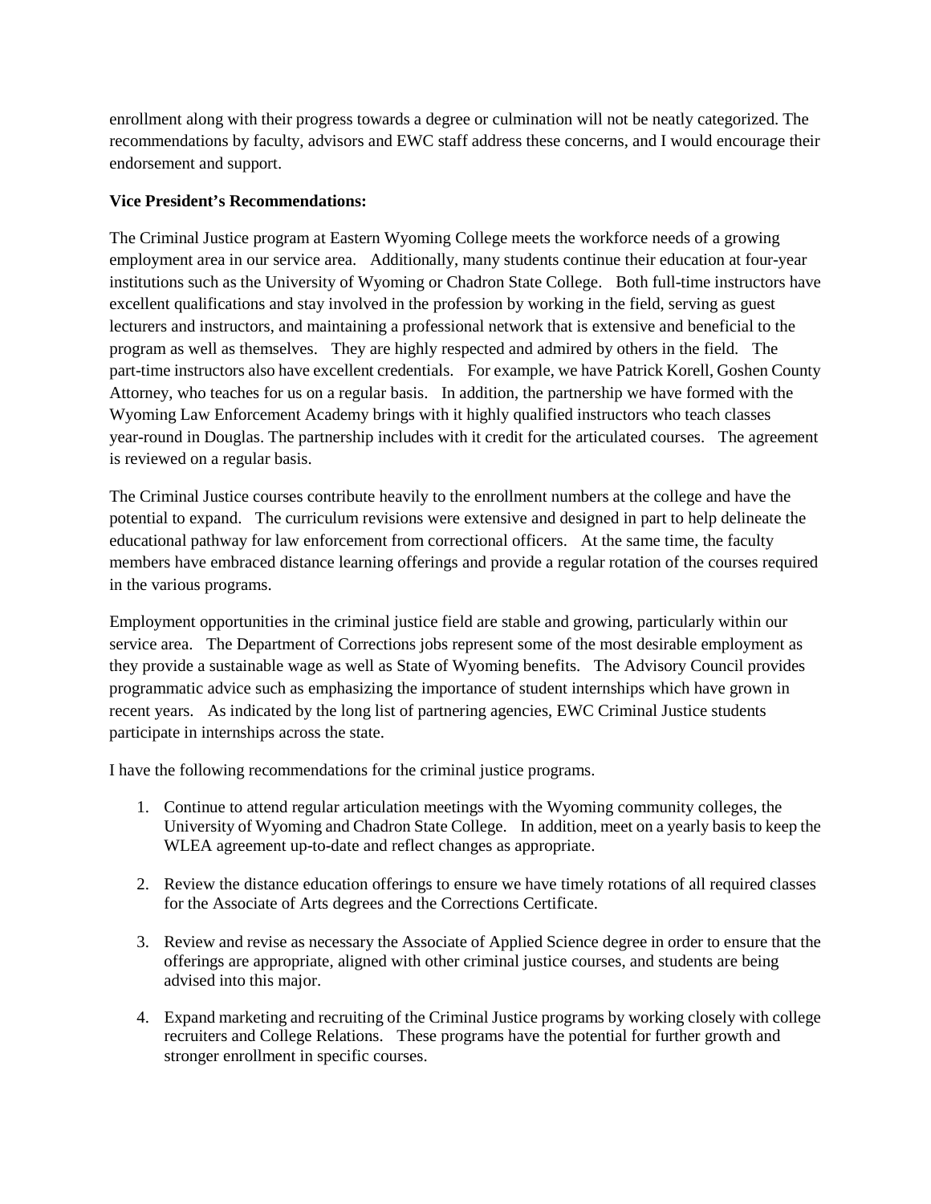enrollment along with their progress towards a degree or culmination will not be neatly categorized. The recommendations by faculty, advisors and EWC staff address these concerns, and I would encourage their endorsement and support.

**Vice President's Recommendations:**

The Criminal Justice program at Eastern Wyoming College meets the workforce needs of a growing employment area in our service area. Additionally, many students continue their education at four-year institutions such as the University of Wyoming or Chadron State College. Both full-time instructors have excellent qualifications and stay involved in the profession by working in the field, serving as guest lecturers and instructors, and maintaining a professional network that is extensive and beneficial to the program as well as themselves. They are highly respected and admired by others in the field. The part-time instructors also have excellent credentials. For example, we have Patrick Korell, Goshen County Attorney, who teaches for us on a regular basis. In addition, the partnership we have formed with the Wyoming Law Enforcement Academy brings with it highly qualified instructors who teach classes year-round in Douglas. The partnership includes with it credit for the articulated courses. The agreement is reviewed on a regular basis.

The Criminal Justice courses contribute heavily to the enrollment numbers at the college and have the potential to expand. The curriculum revisions were extensive and designed in part to help delineate the educational pathway for law enforcement from correctional officers. At the same time, the faculty members have embraced distance learning offerings and provide a regular rotation of the courses required in the various programs.

Employment opportunities in the criminal justice field are stable and growing, particularly within our service area. The Department of Corrections jobs represent some of the most desirable employment as they provide a sustainable wage as well as State of Wyoming benefits. The Advisory Council provides programmatic advice such as emphasizing the importance of student internships which have grown in recent years. As indicated by the long list of partnering agencies, EWC Criminal Justice students participate in internships across the state.

I have the following recommendations for the criminal justice programs.

1. Continue to attend regular articulation meetings with the Wyoming community colleges, the University of Wyoming and Chadron State College. In addition, meet on a yearly basis to keep the WLEA agreement up-to-date and reflect changes as appropriate.

2. Review the distance education offerings to ensure we have timely rotations of all required classes for the Associate of Arts degrees and the Corrections Certificate.

3. Review and revise as necessary the Associate of Applied Science degree in order to ensure that the offerings are appropriate, aligned with other criminal justice courses, and students are being advised into this major.

4. Expand marketing and recruiting of the Criminal Justice programs by working closely with college recruiters and College Relations. These programs have the potential for further growth and stronger enrollment in specific courses.